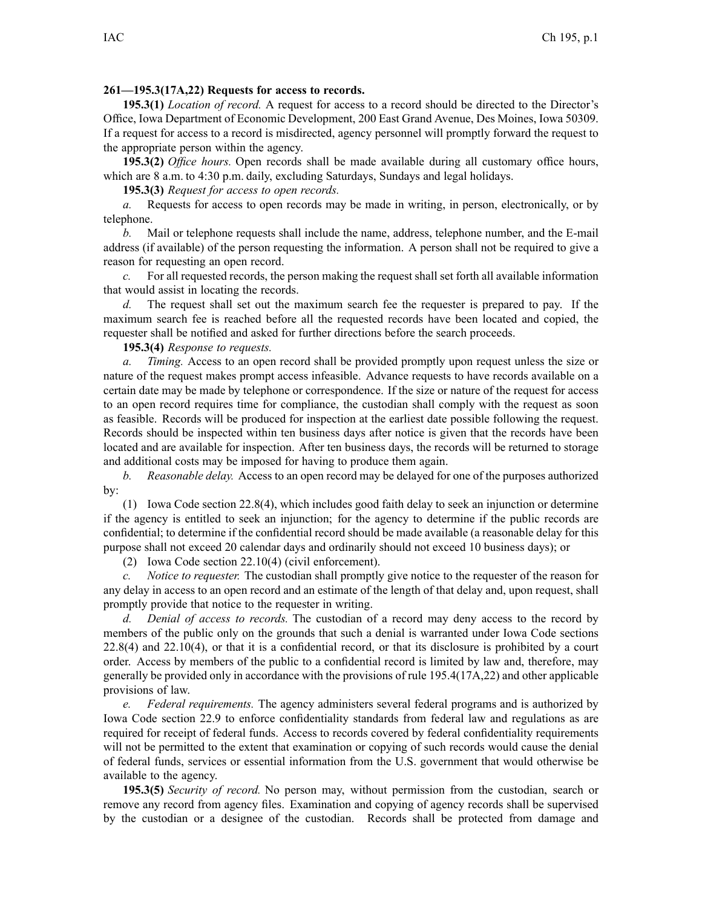**261—195.3(17A,22) Requests for access to records.**

**195.3(1)** *Location of record.* A request for access to a record should be directed to the Director's Office, Iowa Department of Economic Development, 200 East Grand Avenue, Des Moines, Iowa 50309. If a request for access to a record is misdirected, agency personnel will promptly forward the request to the appropriate person within the agency.

**195.3(2)** *Office hours.* Open records shall be made available during all customary office hours, which are 8 a.m. to 4:30 p.m. daily, excluding Saturdays, Sundays and legal holidays.

**195.3(3)** *Request for access to open records.*

*a.* Requests for access to open records may be made in writing, in person, electronically, or by telephone.

*b.* Mail or telephone requests shall include the name, address, telephone number, and the E-mail address (if available) of the person requesting the information. A person shall not be required to give a reason for requesting an open record.

*c.* For all requested records, the person making the request shall set forth all available information that would assist in locating the records.

*d.* The request shall set out the maximum search fee the requester is prepared to pay. If the maximum search fee is reached before all the requested records have been located and copied, the requester shall be notified and asked for further directions before the search proceeds.

**195.3(4)** *Response to requests.*

*a.* *Timing.* Access to an open record shall be provided promptly upon request unless the size or nature of the request makes prompt access infeasible. Advance requests to have records available on a certain date may be made by telephone or correspondence. If the size or nature of the request for access to an open record requires time for compliance, the custodian shall comply with the request as soon as feasible. Records will be produced for inspection at the earliest date possible following the request. Records should be inspected within ten business days after notice is given that the records have been located and are available for inspection. After ten business days, the records will be returned to storage and additional costs may be imposed for having to produce them again.

*b.* *Reasonable delay.* Access to an open record may be delayed for one of the purposes authorized by:

(1) Iowa Code section 22.8(4), which includes good faith delay to seek an injunction or determine if the agency is entitled to seek an injunction; for the agency to determine if the public records are confidential; to determine if the confidential record should be made available (a reasonable delay for this purpose shall not exceed 20 calendar days and ordinarily should not exceed 10 business days); or

(2) Iowa Code section 22.10(4) (civil enforcement).

*c.* *Notice to requester.* The custodian shall promptly give notice to the requester of the reason for any delay in access to an open record and an estimate of the length of that delay and, upon request, shall promptly provide that notice to the requester in writing.

*d.* *Denial of access to records.* The custodian of a record may deny access to the record by members of the public only on the grounds that such a denial is warranted under Iowa Code sections 22.8(4) and 22.10(4), or that it is a confidential record, or that its disclosure is prohibited by a court order. Access by members of the public to a confidential record is limited by law and, therefore, may generally be provided only in accordance with the provisions of rule 195.4(17A,22) and other applicable provisions of law.

*e.* *Federal requirements.* The agency administers several federal programs and is authorized by Iowa Code section 22.9 to enforce confidentiality standards from federal law and regulations as are required for receipt of federal funds. Access to records covered by federal confidentiality requirements will not be permitted to the extent that examination or copying of such records would cause the denial of federal funds, services or essential information from the U.S. government that would otherwise be available to the agency.

**195.3(5)** *Security of record.* No person may, without permission from the custodian, search or remove any record from agency files. Examination and copying of agency records shall be supervised by the custodian or a designee of the custodian. Records shall be protected from damage and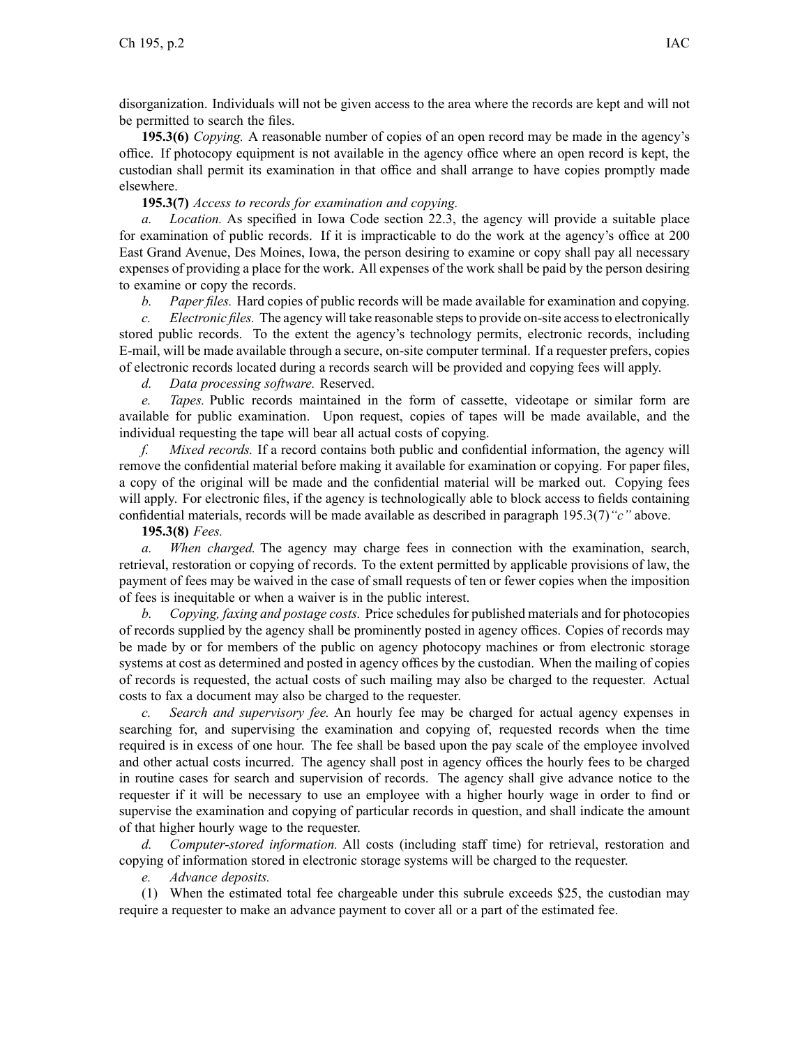disorganization. Individuals will not be given access to the area where the records are kept and will not be permitted to search the files.

**195.3(6)** *Copying.* A reasonable number of copies of an open record may be made in the agency's office. If photocopy equipment is not available in the agency office where an open record is kept, the custodian shall permit its examination in that office and shall arrange to have copies promptly made elsewhere.

**195.3(7)** *Access to records for examination and copying.*

*a. Location.* As specified in Iowa Code section 22.3, the agency will provide a suitable place for examination of public records. If it is impracticable to do the work at the agency's office at 200 East Grand Avenue, Des Moines, Iowa, the person desiring to examine or copy shall pay all necessary expenses of providing a place for the work. All expenses of the work shall be paid by the person desiring to examine or copy the records.

*b. Paper files.* Hard copies of public records will be made available for examination and copying.

*c. Electronic files.* The agency will take reasonable steps to provide on-site access to electronically stored public records. To the extent the agency's technology permits, electronic records, including E-mail, will be made available through a secure, on-site computer terminal. If a requester prefers, copies of electronic records located during a records search will be provided and copying fees will apply.

*d. Data processing software.* Reserved.

*e. Tapes.* Public records maintained in the form of cassette, videotape or similar form are available for public examination. Upon request, copies of tapes will be made available, and the individual requesting the tape will bear all actual costs of copying.

*f. Mixed records.* If a record contains both public and confidential information, the agency will remove the confidential material before making it available for examination or copying. For paper files, a copy of the original will be made and the confidential material will be marked out. Copying fees will apply. For electronic files, if the agency is technologically able to block access to fields containing confidential materials, records will be made available as described in paragraph 195.3(7)*"c"* above.

**195.3(8)** *Fees.*

*a. When charged.* The agency may charge fees in connection with the examination, search, retrieval, restoration or copying of records. To the extent permitted by applicable provisions of law, the payment of fees may be waived in the case of small requests of ten or fewer copies when the imposition of fees is inequitable or when a waiver is in the public interest.

*b. Copying, faxing and postage costs.* Price schedules for published materials and for photocopies of records supplied by the agency shall be prominently posted in agency offices. Copies of records may be made by or for members of the public on agency photocopy machines or from electronic storage systems at cost as determined and posted in agency offices by the custodian. When the mailing of copies of records is requested, the actual costs of such mailing may also be charged to the requester. Actual costs to fax a document may also be charged to the requester.

*c. Search and supervisory fee.* An hourly fee may be charged for actual agency expenses in searching for, and supervising the examination and copying of, requested records when the time required is in excess of one hour. The fee shall be based upon the pay scale of the employee involved and other actual costs incurred. The agency shall post in agency offices the hourly fees to be charged in routine cases for search and supervision of records. The agency shall give advance notice to the requester if it will be necessary to use an employee with a higher hourly wage in order to find or supervise the examination and copying of particular records in question, and shall indicate the amount of that higher hourly wage to the requester.

*d. Computer-stored information.* All costs (including staff time) for retrieval, restoration and copying of information stored in electronic storage systems will be charged to the requester.

*e. Advance deposits.*

(1) When the estimated total fee chargeable under this subrule exceeds $25, the custodian may require a requester to make an advance payment to cover all or a part of the estimated fee.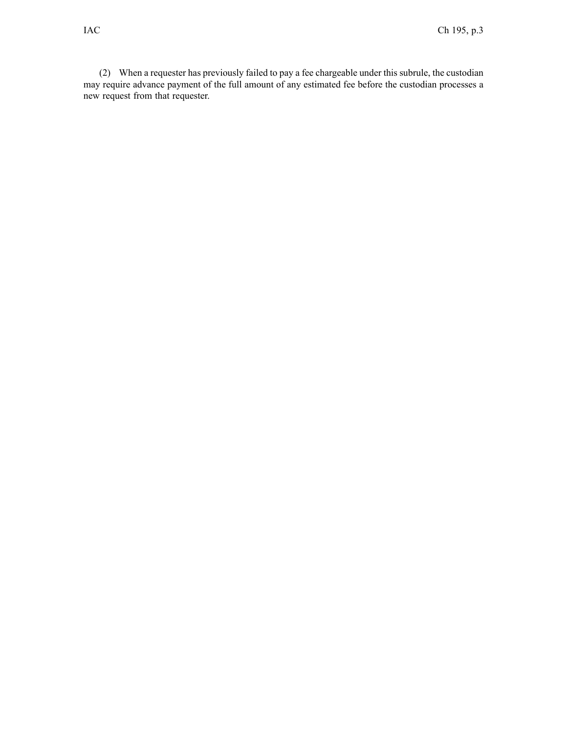(2) When a requester has previously failed to pay a fee chargeable under this subrule, the custodian may require advance payment of the full amount of any estimated fee before the custodian processes a new request from that requester.